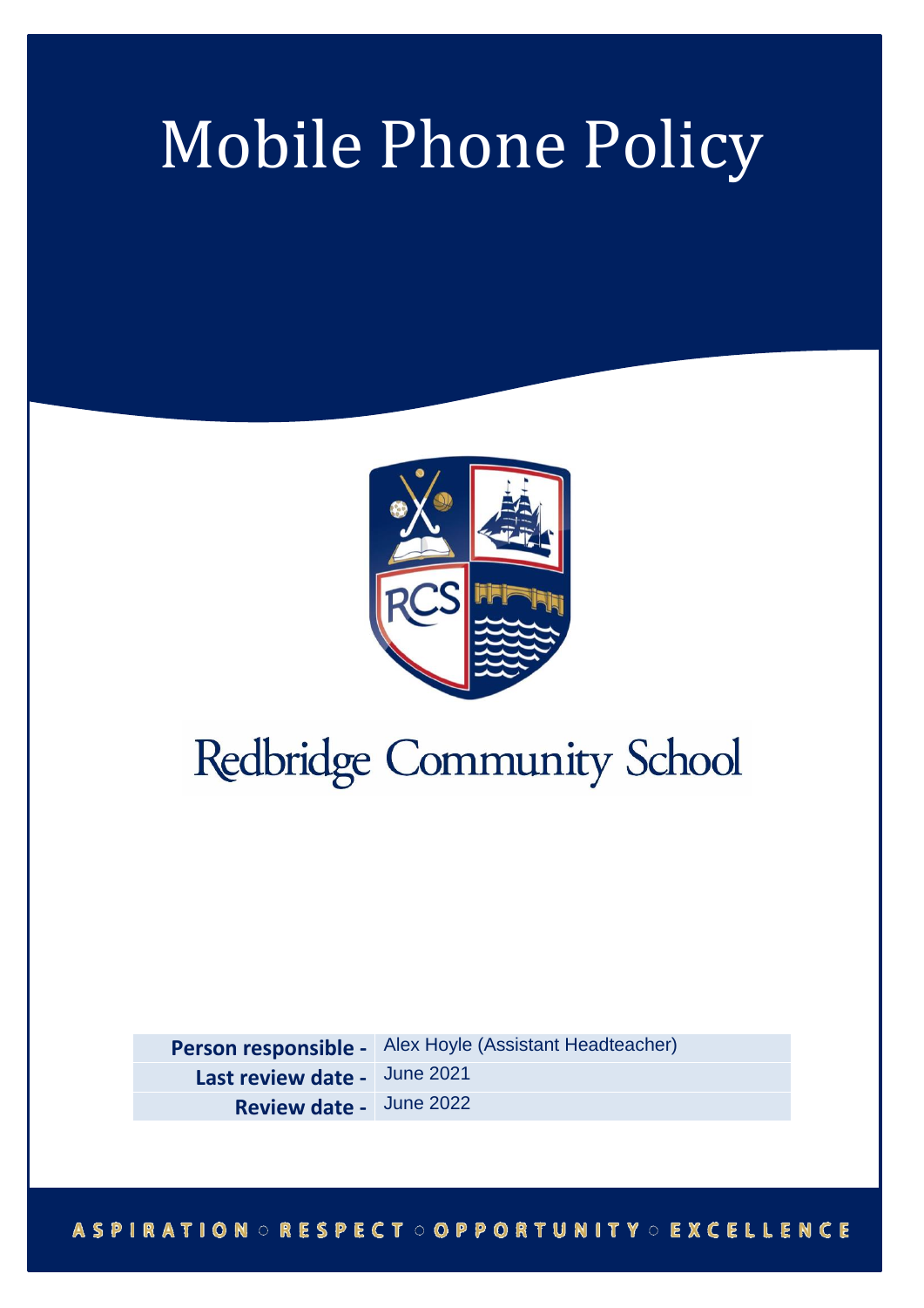# Mobile Phone Policy

Redbridge Community School

| Person responsible - | Alex Hoyle (Assistant Headteacher) |
| --- | --- |
| Last review date - | June 2021 |
| Review date - | June 2022 |

ASPIRATION ○ RESPECT ○ OPPORTUNITY ○ EXCELLENCE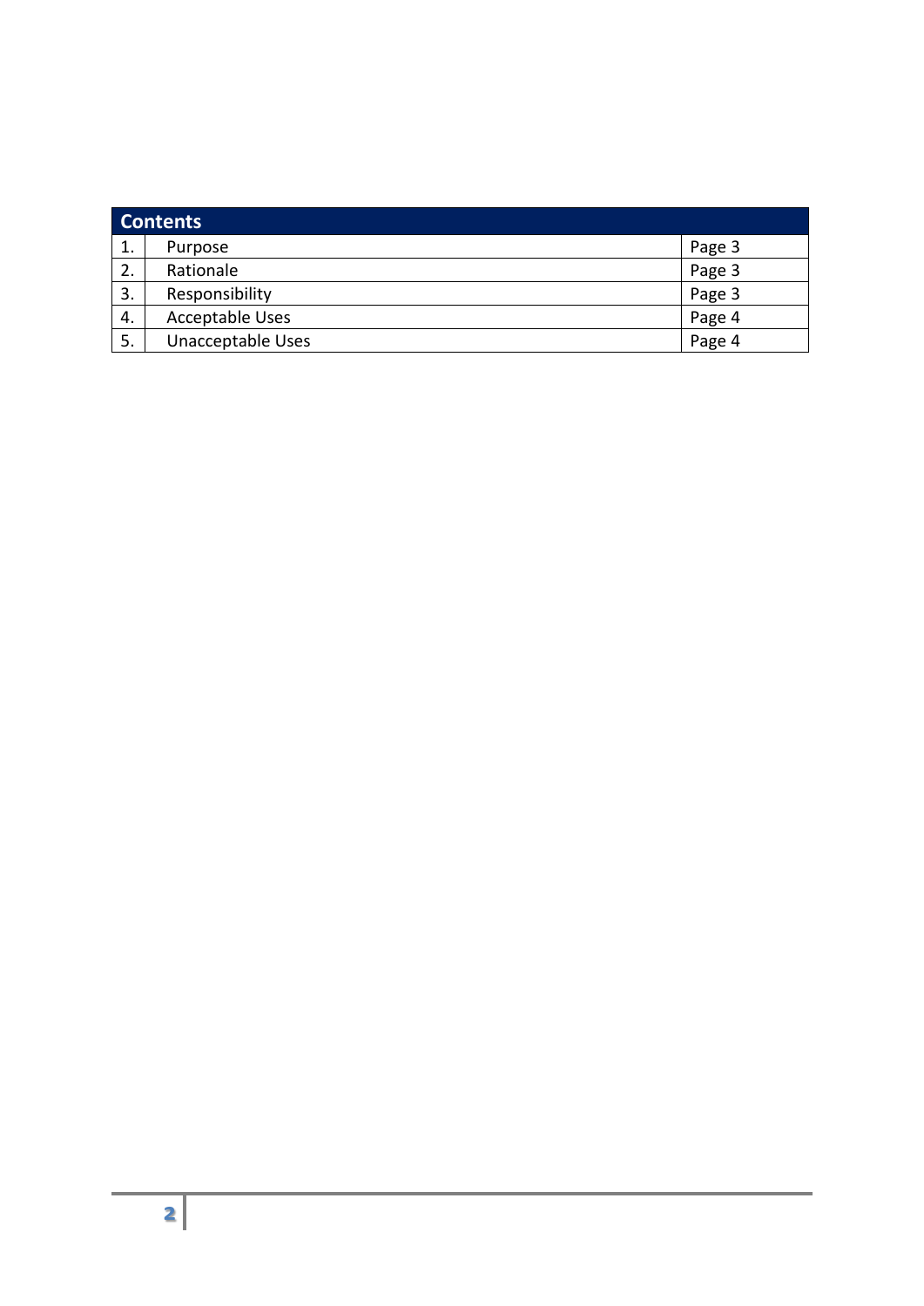| Contents | | |
|---|---|---|
| 1. | Purpose | Page 3 |
| 2. | Rationale | Page 3 |
| 3. | Responsibility | Page 3 |
| 4. | Acceptable Uses | Page 4 |
| 5. | Unacceptable Uses | Page 4 |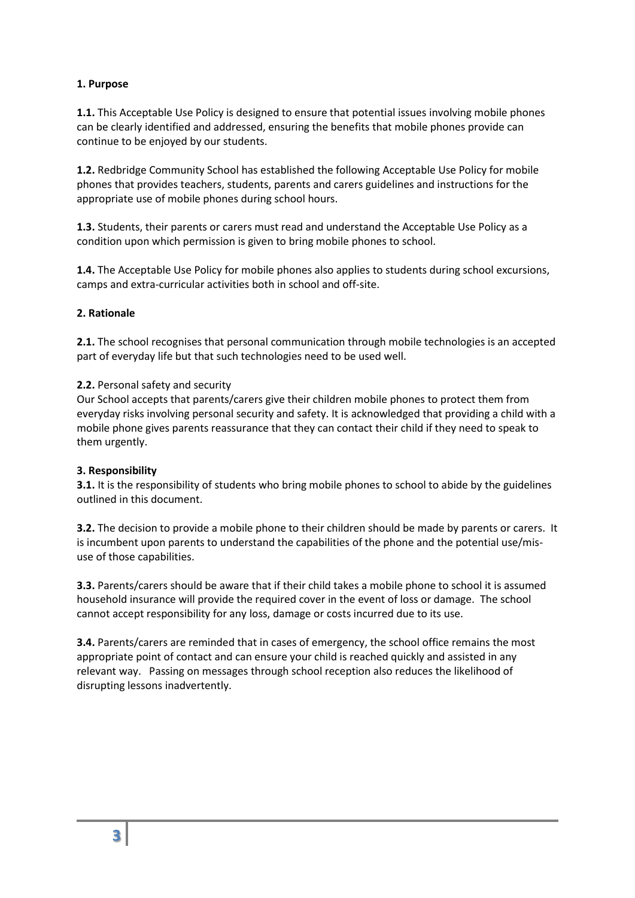**1. Purpose**

**1.1.** This Acceptable Use Policy is designed to ensure that potential issues involving mobile phones can be clearly identified and addressed, ensuring the benefits that mobile phones provide can continue to be enjoyed by our students.

**1.2.** Redbridge Community School has established the following Acceptable Use Policy for mobile phones that provides teachers, students, parents and carers guidelines and instructions for the appropriate use of mobile phones during school hours.

**1.3.** Students, their parents or carers must read and understand the Acceptable Use Policy as a condition upon which permission is given to bring mobile phones to school.

**1.4.** The Acceptable Use Policy for mobile phones also applies to students during school excursions, camps and extra-curricular activities both in school and off-site.

**2. Rationale**

**2.1.** The school recognises that personal communication through mobile technologies is an accepted part of everyday life but that such technologies need to be used well.

**2.2.** Personal safety and security
Our School accepts that parents/carers give their children mobile phones to protect them from everyday risks involving personal security and safety. It is acknowledged that providing a child with a mobile phone gives parents reassurance that they can contact their child if they need to speak to them urgently.

**3. Responsibility**

**3.1.** It is the responsibility of students who bring mobile phones to school to abide by the guidelines outlined in this document.

**3.2.** The decision to provide a mobile phone to their children should be made by parents or carers. It is incumbent upon parents to understand the capabilities of the phone and the potential use/mis-use of those capabilities.

**3.3.** Parents/carers should be aware that if their child takes a mobile phone to school it is assumed household insurance will provide the required cover in the event of loss or damage. The school cannot accept responsibility for any loss, damage or costs incurred due to its use.

**3.4.** Parents/carers are reminded that in cases of emergency, the school office remains the most appropriate point of contact and can ensure your child is reached quickly and assisted in any relevant way. Passing on messages through school reception also reduces the likelihood of disrupting lessons inadvertently.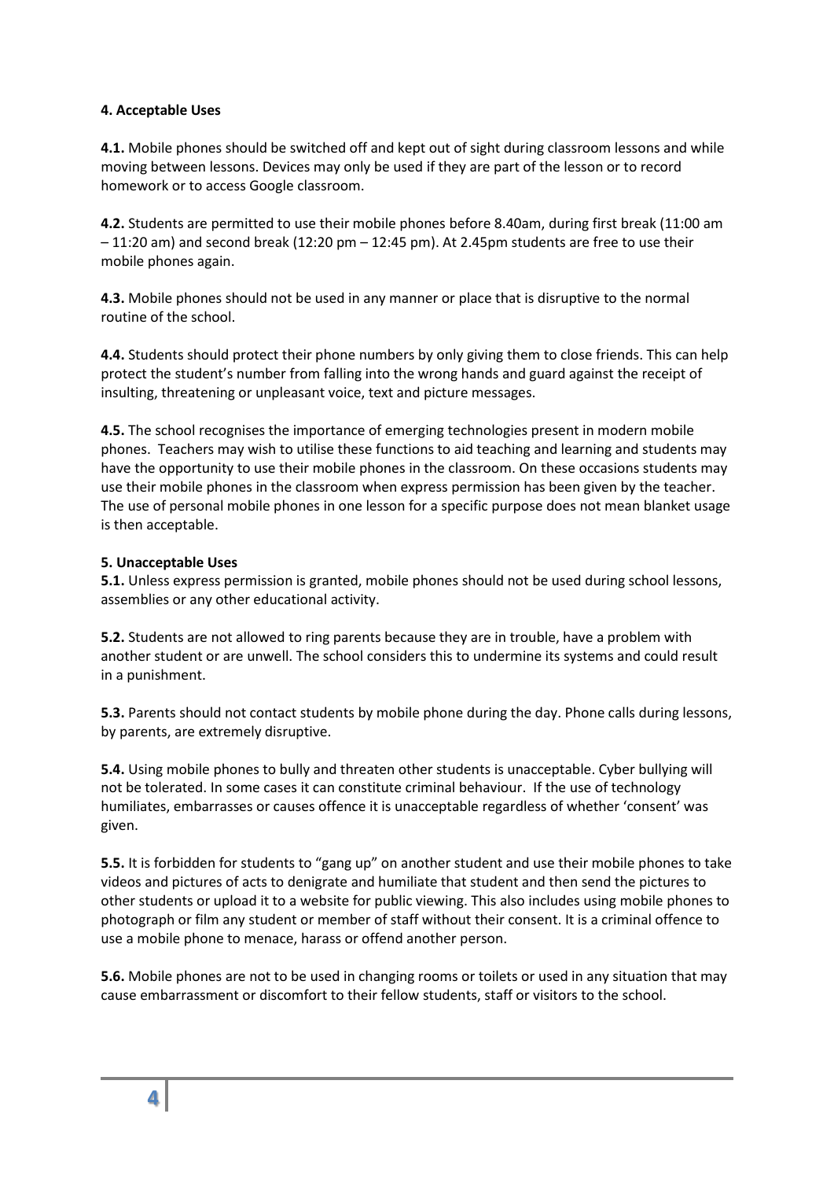**4. Acceptable Uses**

**4.1.** Mobile phones should be switched off and kept out of sight during classroom lessons and while moving between lessons. Devices may only be used if they are part of the lesson or to record homework or to access Google classroom.

**4.2.** Students are permitted to use their mobile phones before 8.40am, during first break (11:00 am – 11:20 am) and second break (12:20 pm – 12:45 pm). At 2.45pm students are free to use their mobile phones again.

**4.3.** Mobile phones should not be used in any manner or place that is disruptive to the normal routine of the school.

**4.4.** Students should protect their phone numbers by only giving them to close friends. This can help protect the student's number from falling into the wrong hands and guard against the receipt of insulting, threatening or unpleasant voice, text and picture messages.

**4.5.** The school recognises the importance of emerging technologies present in modern mobile phones. Teachers may wish to utilise these functions to aid teaching and learning and students may have the opportunity to use their mobile phones in the classroom. On these occasions students may use their mobile phones in the classroom when express permission has been given by the teacher. The use of personal mobile phones in one lesson for a specific purpose does not mean blanket usage is then acceptable.

**5. Unacceptable Uses**

**5.1.** Unless express permission is granted, mobile phones should not be used during school lessons, assemblies or any other educational activity.

**5.2.** Students are not allowed to ring parents because they are in trouble, have a problem with another student or are unwell. The school considers this to undermine its systems and could result in a punishment.

**5.3.** Parents should not contact students by mobile phone during the day. Phone calls during lessons, by parents, are extremely disruptive.

**5.4.** Using mobile phones to bully and threaten other students is unacceptable. Cyber bullying will not be tolerated. In some cases it can constitute criminal behaviour. If the use of technology humiliates, embarrasses or causes offence it is unacceptable regardless of whether 'consent' was given.

**5.5.** It is forbidden for students to "gang up" on another student and use their mobile phones to take videos and pictures of acts to denigrate and humiliate that student and then send the pictures to other students or upload it to a website for public viewing. This also includes using mobile phones to photograph or film any student or member of staff without their consent. It is a criminal offence to use a mobile phone to menace, harass or offend another person.

**5.6.** Mobile phones are not to be used in changing rooms or toilets or used in any situation that may cause embarrassment or discomfort to their fellow students, staff or visitors to the school.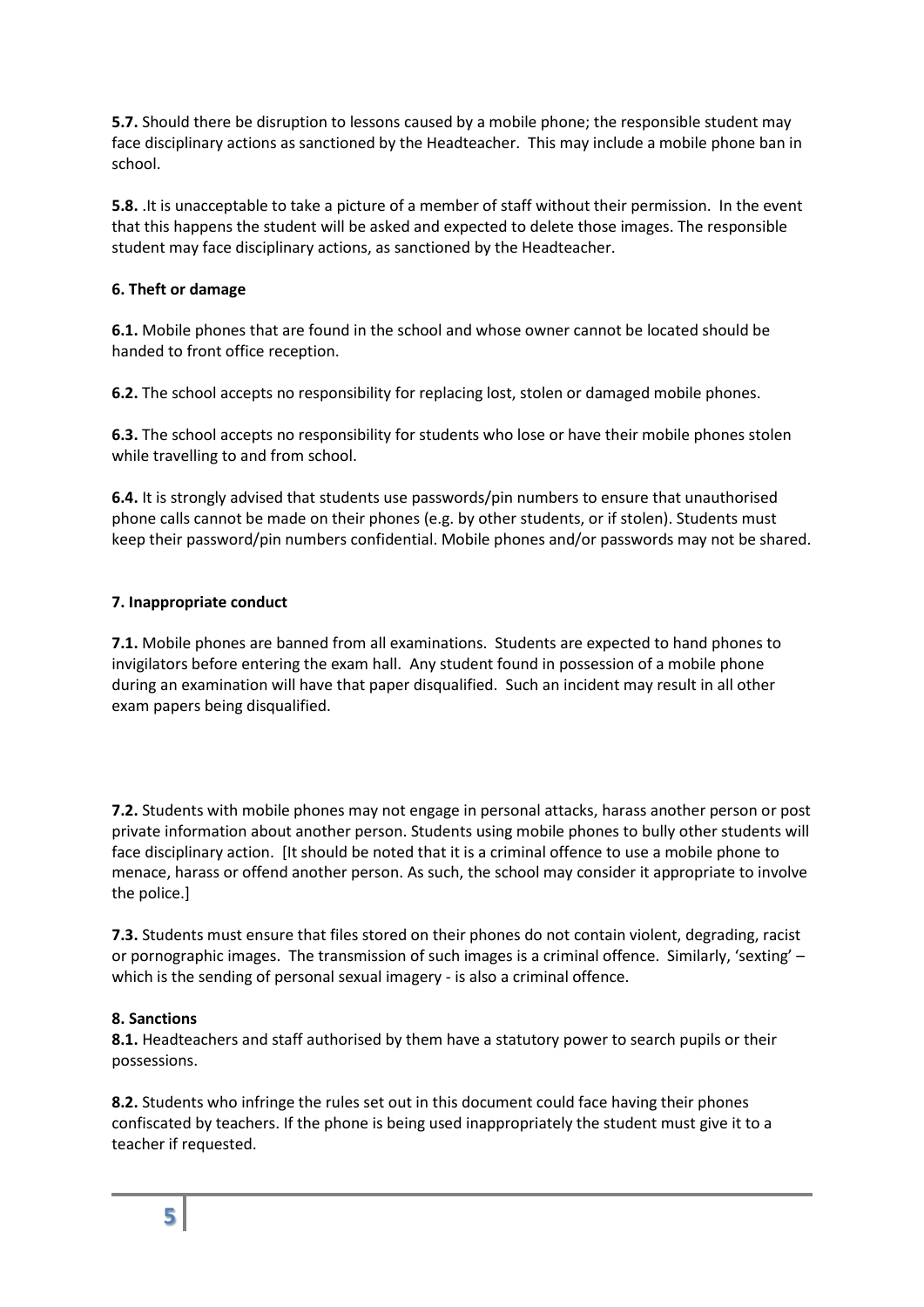**5.7.** Should there be disruption to lessons caused by a mobile phone; the responsible student may face disciplinary actions as sanctioned by the Headteacher. This may include a mobile phone ban in school.

**5.8.** .It is unacceptable to take a picture of a member of staff without their permission. In the event that this happens the student will be asked and expected to delete those images. The responsible student may face disciplinary actions, as sanctioned by the Headteacher.

**6. Theft or damage**

**6.1.** Mobile phones that are found in the school and whose owner cannot be located should be handed to front office reception.

**6.2.** The school accepts no responsibility for replacing lost, stolen or damaged mobile phones.

**6.3.** The school accepts no responsibility for students who lose or have their mobile phones stolen while travelling to and from school.

**6.4.** It is strongly advised that students use passwords/pin numbers to ensure that unauthorised phone calls cannot be made on their phones (e.g. by other students, or if stolen). Students must keep their password/pin numbers confidential. Mobile phones and/or passwords may not be shared.

**7. Inappropriate conduct**

**7.1.** Mobile phones are banned from all examinations. Students are expected to hand phones to invigilators before entering the exam hall. Any student found in possession of a mobile phone during an examination will have that paper disqualified. Such an incident may result in all other exam papers being disqualified.

**7.2.** Students with mobile phones may not engage in personal attacks, harass another person or post private information about another person. Students using mobile phones to bully other students will face disciplinary action. [It should be noted that it is a criminal offence to use a mobile phone to menace, harass or offend another person. As such, the school may consider it appropriate to involve the police.]

**7.3.** Students must ensure that files stored on their phones do not contain violent, degrading, racist or pornographic images. The transmission of such images is a criminal offence. Similarly, 'sexting' – which is the sending of personal sexual imagery - is also a criminal offence.

**8. Sanctions**

**8.1.** Headteachers and staff authorised by them have a statutory power to search pupils or their possessions.

**8.2.** Students who infringe the rules set out in this document could face having their phones confiscated by teachers. If the phone is being used inappropriately the student must give it to a teacher if requested.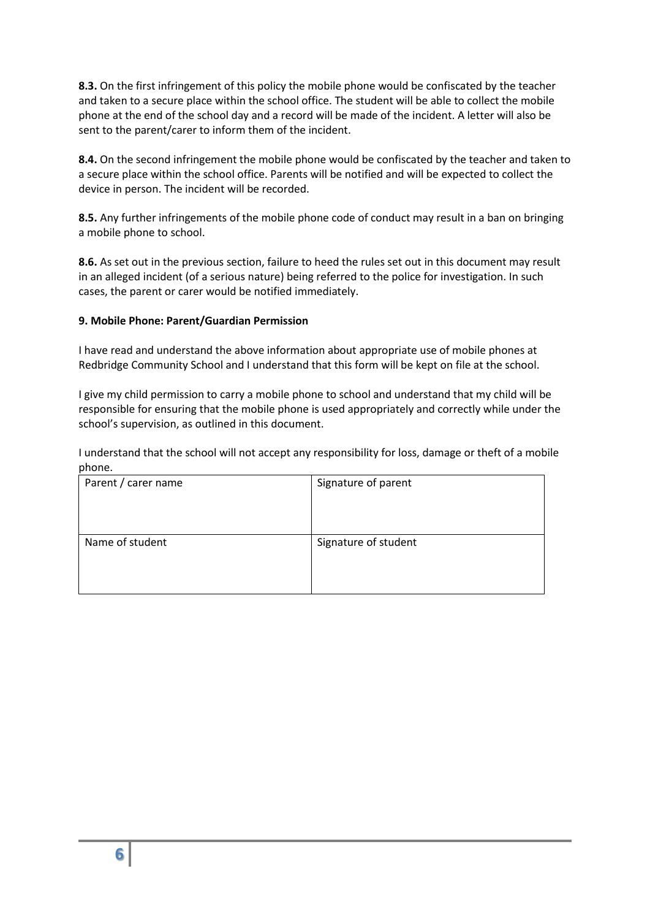**8.3.** On the first infringement of this policy the mobile phone would be confiscated by the teacher and taken to a secure place within the school office. The student will be able to collect the mobile phone at the end of the school day and a record will be made of the incident. A letter will also be sent to the parent/carer to inform them of the incident.

**8.4.** On the second infringement the mobile phone would be confiscated by the teacher and taken to a secure place within the school office. Parents will be notified and will be expected to collect the device in person. The incident will be recorded.

**8.5.** Any further infringements of the mobile phone code of conduct may result in a ban on bringing a mobile phone to school.

**8.6.** As set out in the previous section, failure to heed the rules set out in this document may result in an alleged incident (of a serious nature) being referred to the police for investigation. In such cases, the parent or carer would be notified immediately.

**9. Mobile Phone: Parent/Guardian Permission**

I have read and understand the above information about appropriate use of mobile phones at Redbridge Community School and I understand that this form will be kept on file at the school.

I give my child permission to carry a mobile phone to school and understand that my child will be responsible for ensuring that the mobile phone is used appropriately and correctly while under the school's supervision, as outlined in this document.

I understand that the school will not accept any responsibility for loss, damage or theft of a mobile phone.

| | |
|---|---|
| Parent / carer name | Signature of parent |
| Name of student | Signature of student |